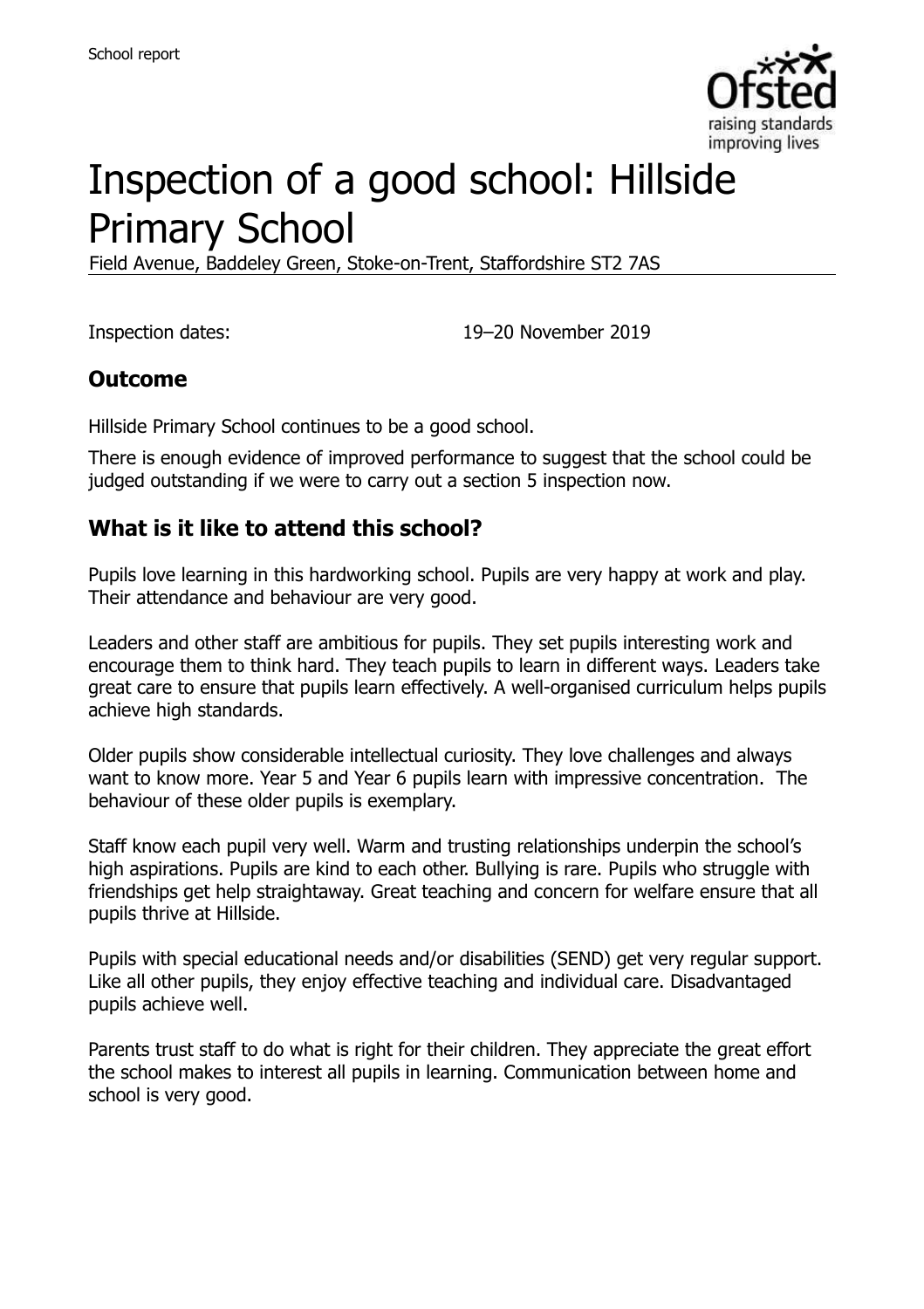School report

# Inspection of a good school: Hillside Primary School

Field Avenue, Baddeley Green, Stoke-on-Trent, Staffordshire ST2 7AS

Inspection dates: 19–20 November 2019

## Outcome

Hillside Primary School continues to be a good school.

There is enough evidence of improved performance to suggest that the school could be judged outstanding if we were to carry out a section 5 inspection now.

## What is it like to attend this school?

Pupils love learning in this hardworking school. Pupils are very happy at work and play. Their attendance and behaviour are very good.

Leaders and other staff are ambitious for pupils. They set pupils interesting work and encourage them to think hard. They teach pupils to learn in different ways. Leaders take great care to ensure that pupils learn effectively. A well-organised curriculum helps pupils achieve high standards.

Older pupils show considerable intellectual curiosity. They love challenges and always want to know more. Year 5 and Year 6 pupils learn with impressive concentration. The behaviour of these older pupils is exemplary.

Staff know each pupil very well. Warm and trusting relationships underpin the school's high aspirations. Pupils are kind to each other. Bullying is rare. Pupils who struggle with friendships get help straightaway. Great teaching and concern for welfare ensure that all pupils thrive at Hillside.

Pupils with special educational needs and/or disabilities (SEND) get very regular support. Like all other pupils, they enjoy effective teaching and individual care. Disadvantaged pupils achieve well.

Parents trust staff to do what is right for their children. They appreciate the great effort the school makes to interest all pupils in learning. Communication between home and school is very good.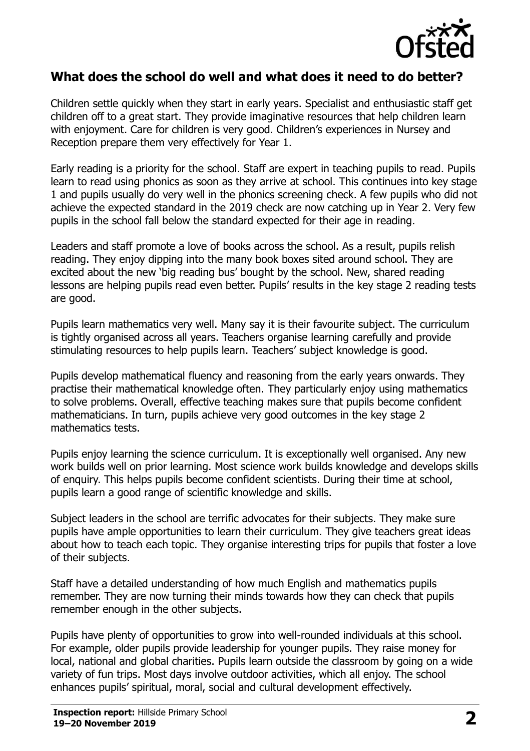## What does the school do well and what does it need to do better?

Children settle quickly when they start in early years. Specialist and enthusiastic staff get children off to a great start. They provide imaginative resources that help children learn with enjoyment. Care for children is very good. Children's experiences in Nursey and Reception prepare them very effectively for Year 1.

Early reading is a priority for the school. Staff are expert in teaching pupils to read. Pupils learn to read using phonics as soon as they arrive at school. This continues into key stage 1 and pupils usually do very well in the phonics screening check. A few pupils who did not achieve the expected standard in the 2019 check are now catching up in Year 2. Very few pupils in the school fall below the standard expected for their age in reading.

Leaders and staff promote a love of books across the school. As a result, pupils relish reading. They enjoy dipping into the many book boxes sited around school. They are excited about the new 'big reading bus' bought by the school. New, shared reading lessons are helping pupils read even better. Pupils' results in the key stage 2 reading tests are good.

Pupils learn mathematics very well. Many say it is their favourite subject. The curriculum is tightly organised across all years. Teachers organise learning carefully and provide stimulating resources to help pupils learn. Teachers' subject knowledge is good.

Pupils develop mathematical fluency and reasoning from the early years onwards. They practise their mathematical knowledge often. They particularly enjoy using mathematics to solve problems. Overall, effective teaching makes sure that pupils become confident mathematicians. In turn, pupils achieve very good outcomes in the key stage 2 mathematics tests.

Pupils enjoy learning the science curriculum. It is exceptionally well organised. Any new work builds well on prior learning. Most science work builds knowledge and develops skills of enquiry. This helps pupils become confident scientists. During their time at school, pupils learn a good range of scientific knowledge and skills.

Subject leaders in the school are terrific advocates for their subjects. They make sure pupils have ample opportunities to learn their curriculum. They give teachers great ideas about how to teach each topic. They organise interesting trips for pupils that foster a love of their subjects.

Staff have a detailed understanding of how much English and mathematics pupils remember. They are now turning their minds towards how they can check that pupils remember enough in the other subjects.

Pupils have plenty of opportunities to grow into well-rounded individuals at this school. For example, older pupils provide leadership for younger pupils. They raise money for local, national and global charities. Pupils learn outside the classroom by going on a wide variety of fun trips. Most days involve outdoor activities, which all enjoy. The school enhances pupils' spiritual, moral, social and cultural development effectively.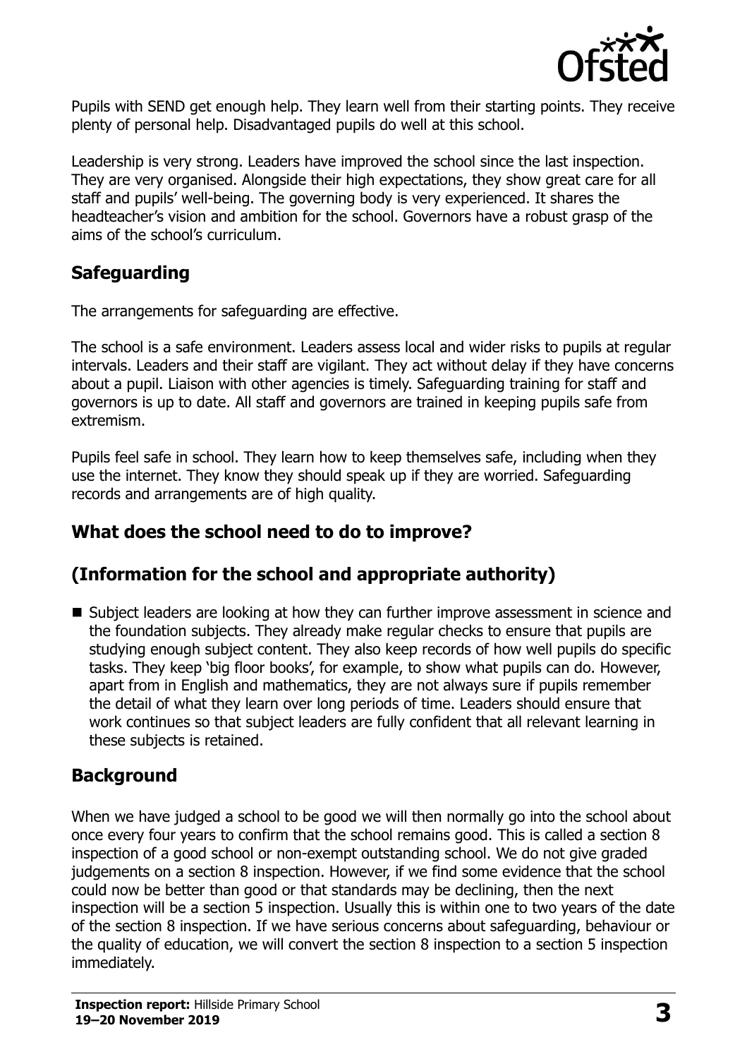Pupils with SEND get enough help. They learn well from their starting points. They receive plenty of personal help. Disadvantaged pupils do well at this school.

Leadership is very strong. Leaders have improved the school since the last inspection. They are very organised. Alongside their high expectations, they show great care for all staff and pupils' well-being. The governing body is very experienced. It shares the headteacher's vision and ambition for the school. Governors have a robust grasp of the aims of the school's curriculum.

## Safeguarding

The arrangements for safeguarding are effective.

The school is a safe environment. Leaders assess local and wider risks to pupils at regular intervals. Leaders and their staff are vigilant. They act without delay if they have concerns about a pupil. Liaison with other agencies is timely. Safeguarding training for staff and governors is up to date. All staff and governors are trained in keeping pupils safe from extremism.

Pupils feel safe in school. They learn how to keep themselves safe, including when they use the internet. They know they should speak up if they are worried. Safeguarding records and arrangements are of high quality.

## What does the school need to do to improve?

## (Information for the school and appropriate authority)

- Subject leaders are looking at how they can further improve assessment in science and the foundation subjects. They already make regular checks to ensure that pupils are studying enough subject content. They also keep records of how well pupils do specific tasks. They keep 'big floor books', for example, to show what pupils can do. However, apart from in English and mathematics, they are not always sure if pupils remember the detail of what they learn over long periods of time. Leaders should ensure that work continues so that subject leaders are fully confident that all relevant learning in these subjects is retained.

## Background

When we have judged a school to be good we will then normally go into the school about once every four years to confirm that the school remains good. This is called a section 8 inspection of a good school or non-exempt outstanding school. We do not give graded judgements on a section 8 inspection. However, if we find some evidence that the school could now be better than good or that standards may be declining, then the next inspection will be a section 5 inspection. Usually this is within one to two years of the date of the section 8 inspection. If we have serious concerns about safeguarding, behaviour or the quality of education, we will convert the section 8 inspection to a section 5 inspection immediately.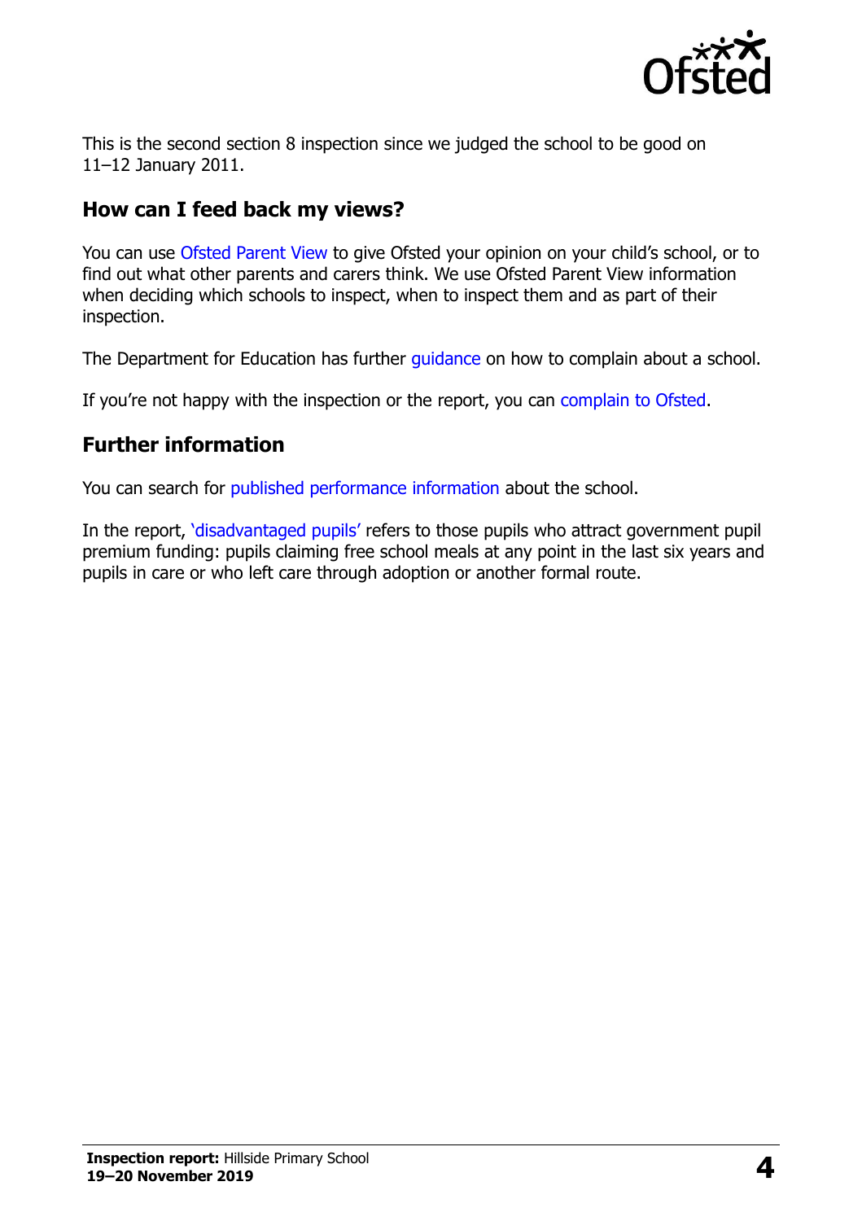This is the second section 8 inspection since we judged the school to be good on 11–12 January 2011.

## How can I feed back my views?

You can use Ofsted Parent View to give Ofsted your opinion on your child's school, or to find out what other parents and carers think. We use Ofsted Parent View information when deciding which schools to inspect, when to inspect them and as part of their inspection.

The Department for Education has further guidance on how to complain about a school.

If you're not happy with the inspection or the report, you can complain to Ofsted.

## Further information

You can search for published performance information about the school.

In the report, 'disadvantaged pupils' refers to those pupils who attract government pupil premium funding: pupils claiming free school meals at any point in the last six years and pupils in care or who left care through adoption or another formal route.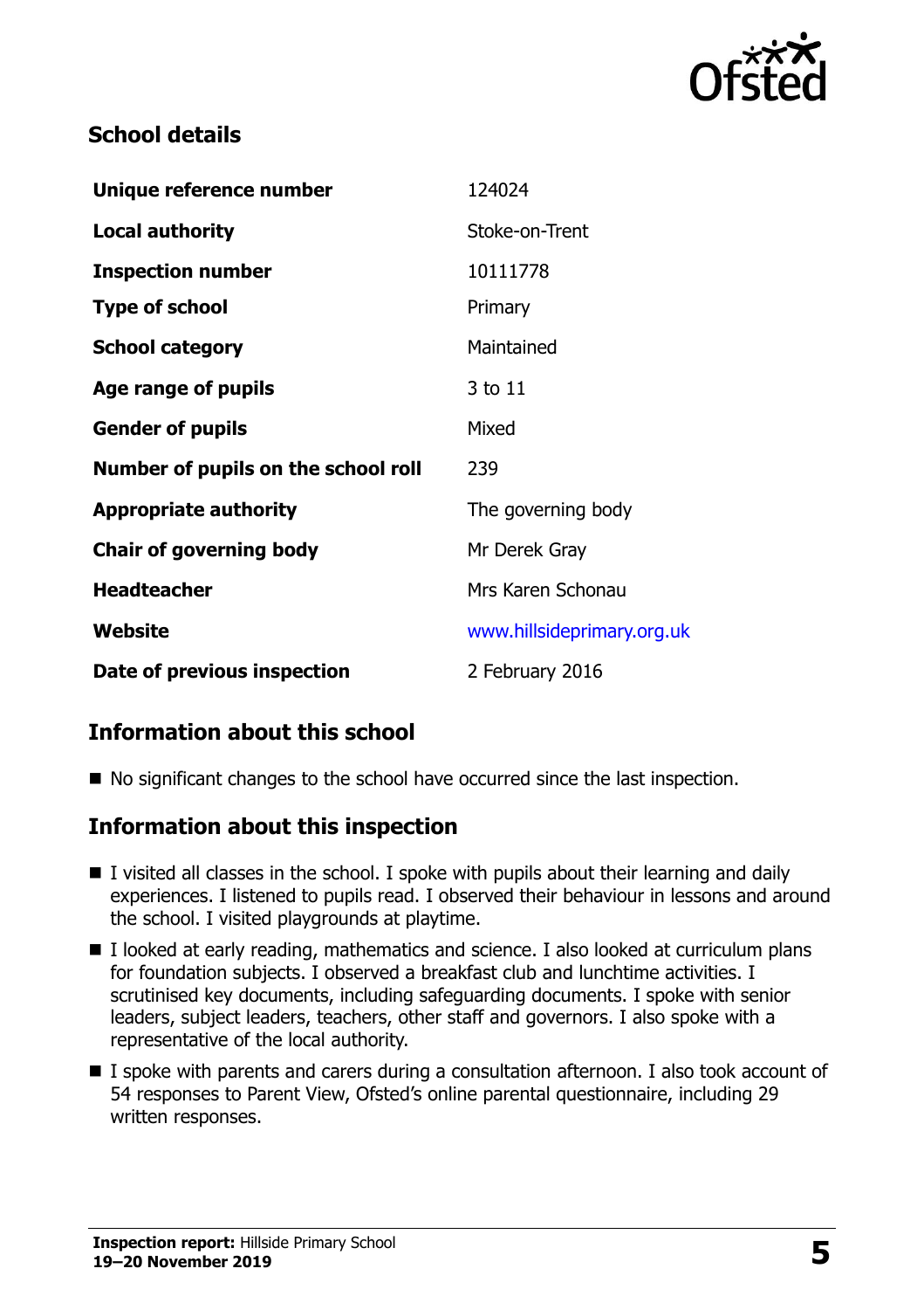## School details

| | |
|---|---|
| **Unique reference number** | 124024 |
| **Local authority** | Stoke-on-Trent |
| **Inspection number** | 10111778 |
| **Type of school** | Primary |
| **School category** | Maintained |
| **Age range of pupils** | 3 to 11 |
| **Gender of pupils** | Mixed |
| **Number of pupils on the school roll** | 239 |
| **Appropriate authority** | The governing body |
| **Chair of governing body** | Mr Derek Gray |
| **Headteacher** | Mrs Karen Schonau |
| **Website** | www.hillsideprimary.org.uk |
| **Date of previous inspection** | 2 February 2016 |

## Information about this school

- No significant changes to the school have occurred since the last inspection.

## Information about this inspection

- I visited all classes in the school. I spoke with pupils about their learning and daily experiences. I listened to pupils read. I observed their behaviour in lessons and around the school. I visited playgrounds at playtime.
- I looked at early reading, mathematics and science. I also looked at curriculum plans for foundation subjects. I observed a breakfast club and lunchtime activities. I scrutinised key documents, including safeguarding documents. I spoke with senior leaders, subject leaders, teachers, other staff and governors. I also spoke with a representative of the local authority.
- I spoke with parents and carers during a consultation afternoon. I also took account of 54 responses to Parent View, Ofsted's online parental questionnaire, including 29 written responses.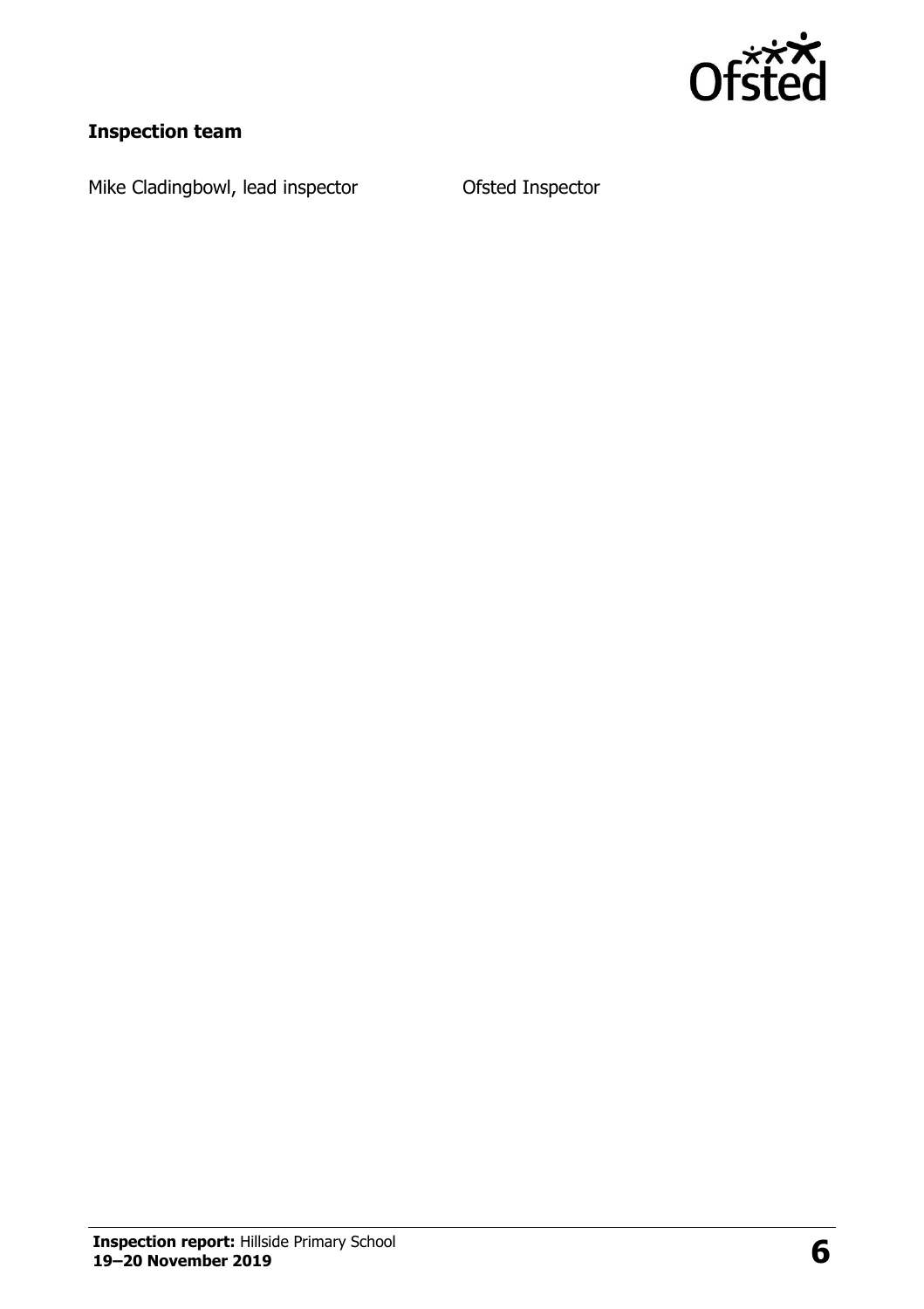**Inspection team**

| | |
|---|---|
| Mike Cladingbowl, lead inspector | Ofsted Inspector |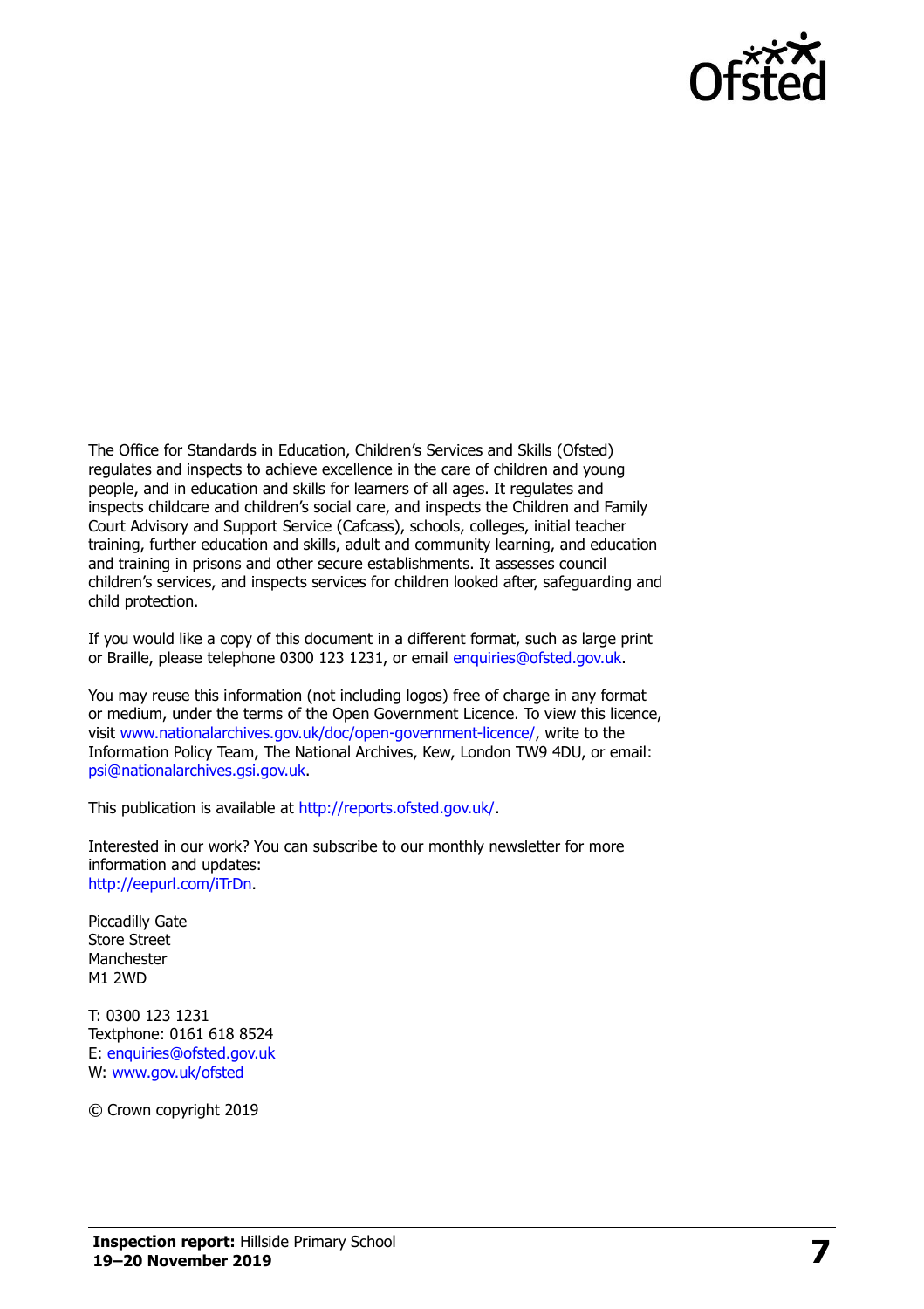The Office for Standards in Education, Children's Services and Skills (Ofsted) regulates and inspects to achieve excellence in the care of children and young people, and in education and skills for learners of all ages. It regulates and inspects childcare and children's social care, and inspects the Children and Family Court Advisory and Support Service (Cafcass), schools, colleges, initial teacher training, further education and skills, adult and community learning, and education and training in prisons and other secure establishments. It assesses council children's services, and inspects services for children looked after, safeguarding and child protection.

If you would like a copy of this document in a different format, such as large print or Braille, please telephone 0300 123 1231, or email enquiries@ofsted.gov.uk.

You may reuse this information (not including logos) free of charge in any format or medium, under the terms of the Open Government Licence. To view this licence, visit www.nationalarchives.gov.uk/doc/open-government-licence/, write to the Information Policy Team, The National Archives, Kew, London TW9 4DU, or email: psi@nationalarchives.gsi.gov.uk.

This publication is available at http://reports.ofsted.gov.uk/.

Interested in our work? You can subscribe to our monthly newsletter for more information and updates:
http://eepurl.com/iTrDn.

Piccadilly Gate
Store Street
Manchester
M1 2WD

T: 0300 123 1231
Textphone: 0161 618 8524
E: enquiries@ofsted.gov.uk
W: www.gov.uk/ofsted

© Crown copyright 2019